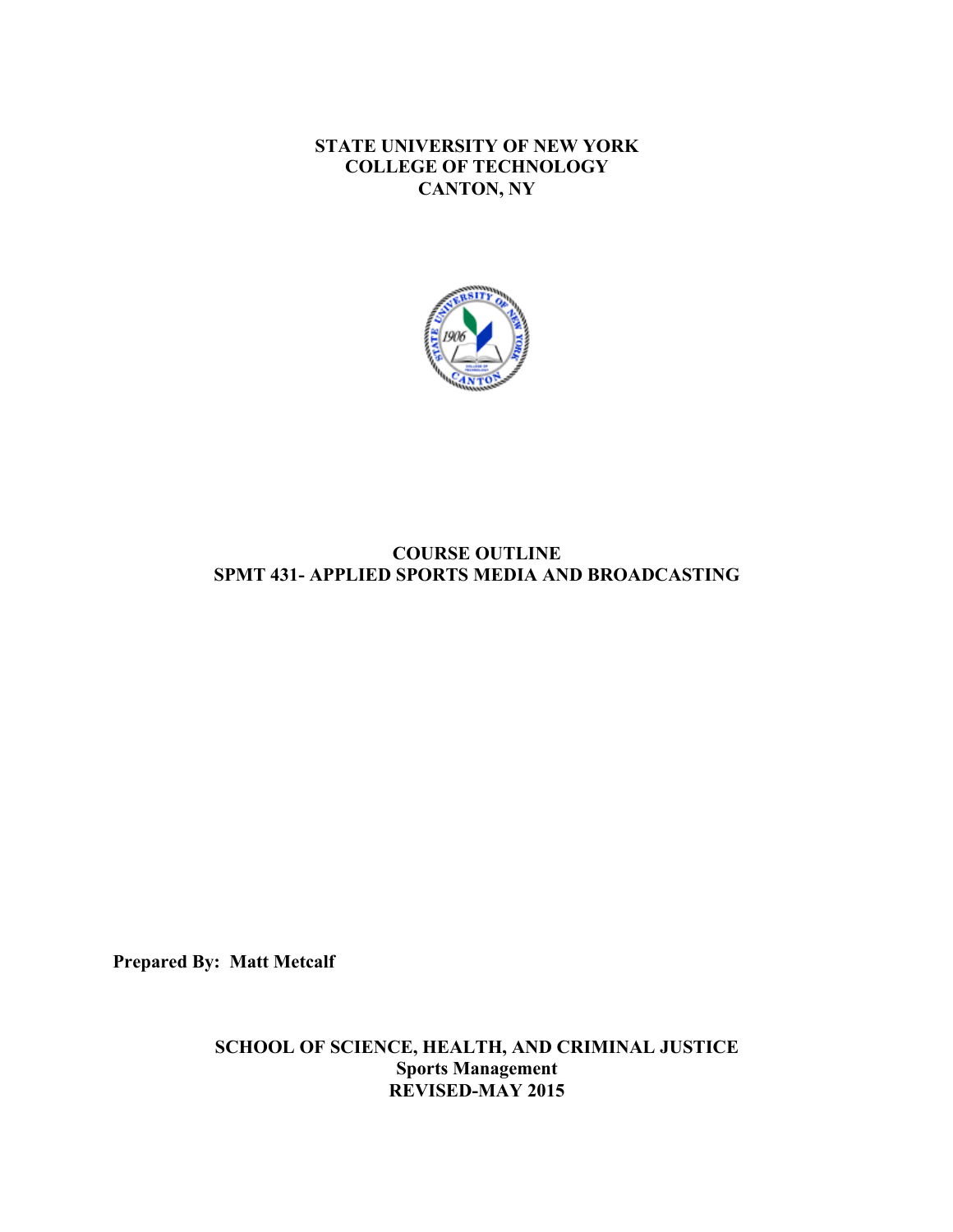**STATE UNIVERSITY OF NEW YORK**
**COLLEGE OF TECHNOLOGY**
**CANTON, NY**

# COURSE OUTLINE
# SPMT 431- APPLIED SPORTS MEDIA AND BROADCASTING

**Prepared By: Matt Metcalf**

**SCHOOL OF SCIENCE, HEALTH, AND CRIMINAL JUSTICE**
**Sports Management**
**REVISED-MAY 2015**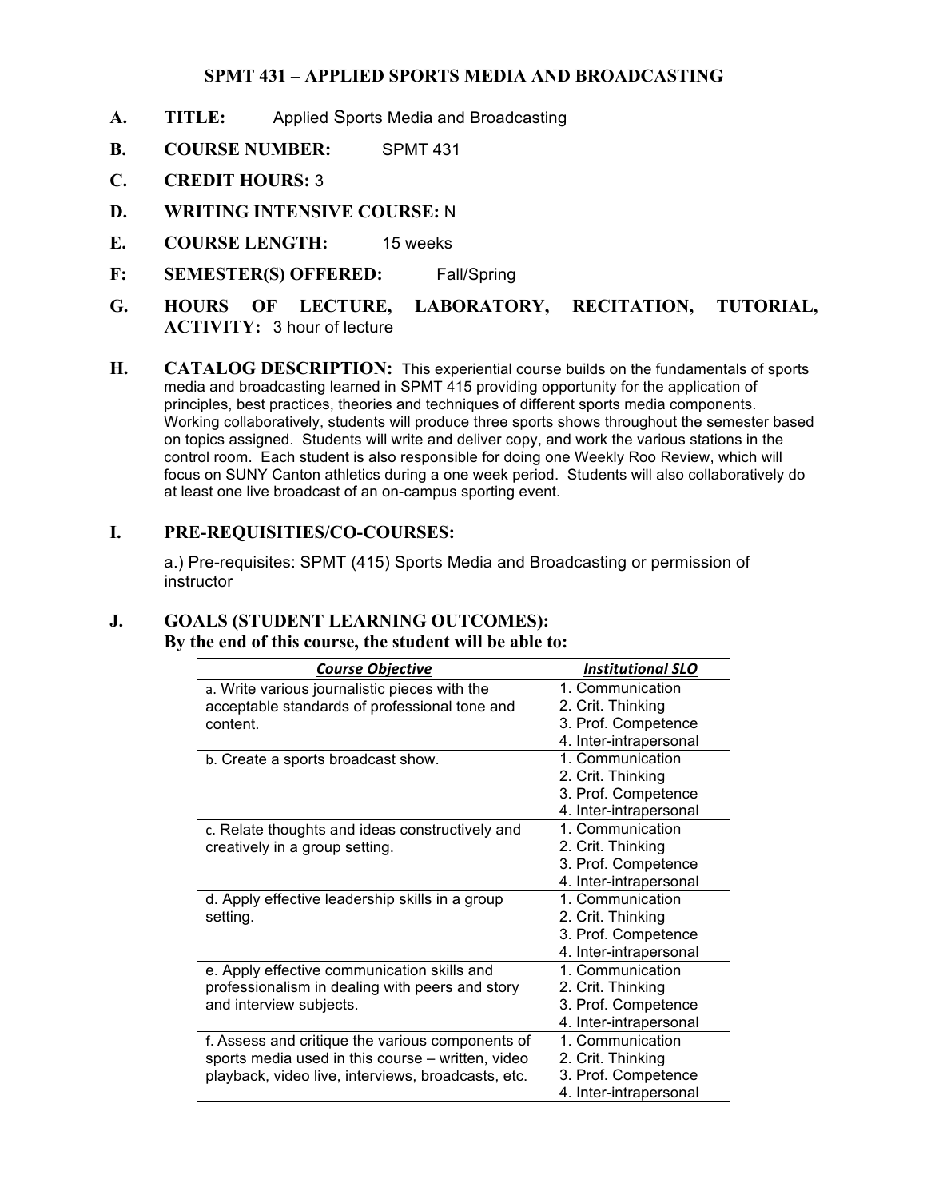# SPMT 431 – APPLIED SPORTS MEDIA AND BROADCASTING

**A. TITLE:** Applied Sports Media and Broadcasting

**B. COURSE NUMBER:** SPMT 431

**C. CREDIT HOURS:** 3

**D. WRITING INTENSIVE COURSE:** N

**E. COURSE LENGTH:** 15 weeks

**F: SEMESTER(S) OFFERED:** Fall/Spring

**G. HOURS OF LECTURE, LABORATORY, RECITATION, TUTORIAL, ACTIVITY:** 3 hour of lecture

**H. CATALOG DESCRIPTION:** This experiential course builds on the fundamentals of sports media and broadcasting learned in SPMT 415 providing opportunity for the application of principles, best practices, theories and techniques of different sports media components. Working collaboratively, students will produce three sports shows throughout the semester based on topics assigned. Students will write and deliver copy, and work the various stations in the control room. Each student is also responsible for doing one Weekly Roo Review, which will focus on SUNY Canton athletics during a one week period. Students will also collaboratively do at least one live broadcast of an on-campus sporting event.

**I. PRE-REQUISITIES/CO-COURSES:**

a.) Pre-requisites: SPMT (415) Sports Media and Broadcasting or permission of instructor

**J. GOALS (STUDENT LEARNING OUTCOMES):**
**By the end of this course, the student will be able to:**

| ***Course Objective*** | ***Institutional SLO*** |
|---|---|
| a. Write various journalistic pieces with the acceptable standards of professional tone and content. | 1. Communication<br>2. Crit. Thinking<br>3. Prof. Competence<br>4. Inter-intrapersonal |
| b. Create a sports broadcast show. | 1. Communication<br>2. Crit. Thinking<br>3. Prof. Competence<br>4. Inter-intrapersonal |
| c. Relate thoughts and ideas constructively and creatively in a group setting. | 1. Communication<br>2. Crit. Thinking<br>3. Prof. Competence<br>4. Inter-intrapersonal |
| d. Apply effective leadership skills in a group setting. | 1. Communication<br>2. Crit. Thinking<br>3. Prof. Competence<br>4. Inter-intrapersonal |
| e. Apply effective communication skills and professionalism in dealing with peers and story and interview subjects. | 1. Communication<br>2. Crit. Thinking<br>3. Prof. Competence<br>4. Inter-intrapersonal |
| f. Assess and critique the various components of sports media used in this course – written, video playback, video live, interviews, broadcasts, etc. | 1. Communication<br>2. Crit. Thinking<br>3. Prof. Competence<br>4. Inter-intrapersonal |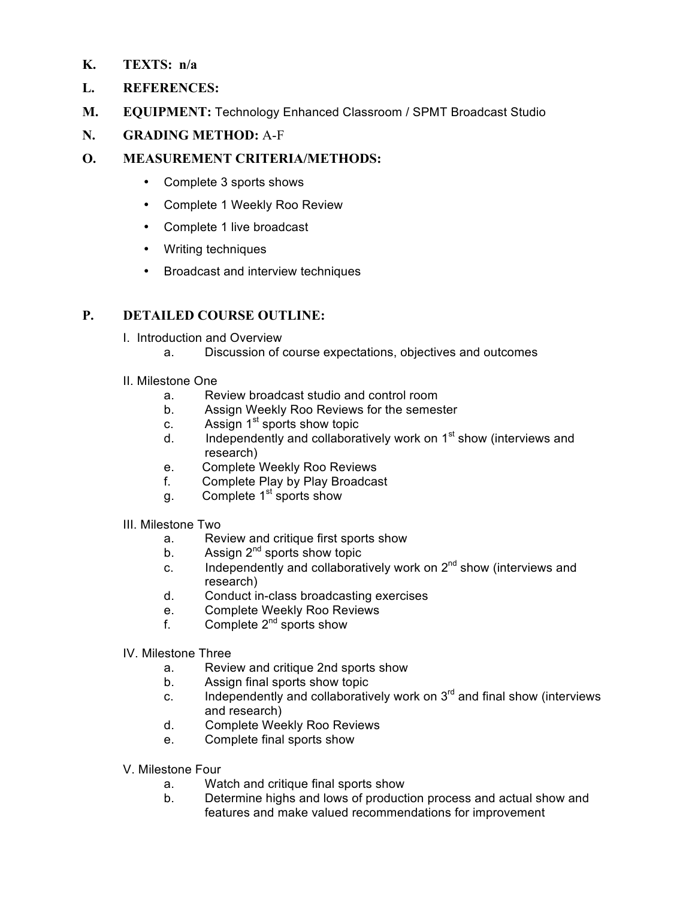**K. TEXTS:** n/a

**L. REFERENCES:**

**M. EQUIPMENT:** Technology Enhanced Classroom / SPMT Broadcast Studio

**N. GRADING METHOD:** A-F

**O. MEASUREMENT CRITERIA/METHODS:**

- Complete 3 sports shows
- Complete 1 Weekly Roo Review
- Complete 1 live broadcast
- Writing techniques
- Broadcast and interview techniques

**P. DETAILED COURSE OUTLINE:**

I. Introduction and Overview
   a. Discussion of course expectations, objectives and outcomes

II. Milestone One
   a. Review broadcast studio and control room
   b. Assign Weekly Roo Reviews for the semester
   c. Assign 1st sports show topic
   d. Independently and collaboratively work on 1st show (interviews and research)
   e. Complete Weekly Roo Reviews
   f. Complete Play by Play Broadcast
   g. Complete 1st sports show

III. Milestone Two
   a. Review and critique first sports show
   b. Assign 2nd sports show topic
   c. Independently and collaboratively work on 2nd show (interviews and research)
   d. Conduct in-class broadcasting exercises
   e. Complete Weekly Roo Reviews
   f. Complete 2nd sports show

IV. Milestone Three
   a. Review and critique 2nd sports show
   b. Assign final sports show topic
   c. Independently and collaboratively work on 3rd and final show (interviews and research)
   d. Complete Weekly Roo Reviews
   e. Complete final sports show

V. Milestone Four
   a. Watch and critique final sports show
   b. Determine highs and lows of production process and actual show and features and make valued recommendations for improvement